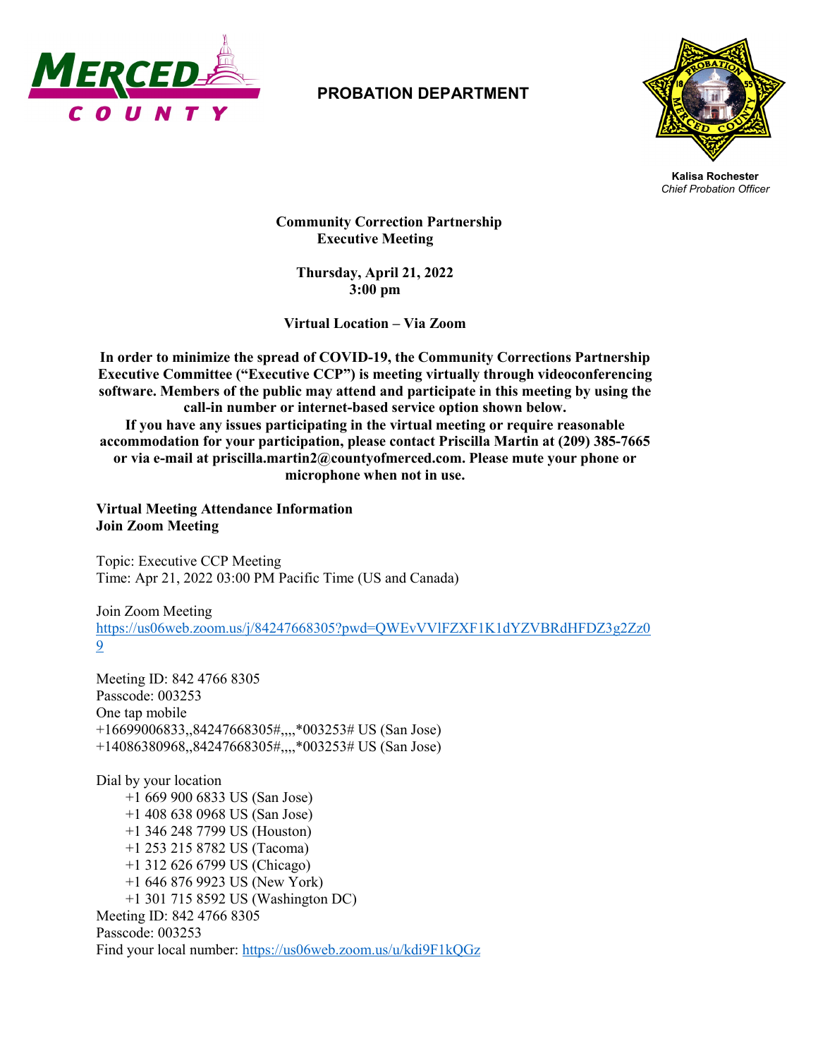**PROBATION DEPARTMENT**

**Kalisa Rochester**
*Chief Probation Officer*

**Community Correction Partnership**
**Executive Meeting**

**Thursday, April 21, 2022**
**3:00 pm**

**Virtual Location – Via Zoom**

**In order to minimize the spread of COVID-19, the Community Corrections Partnership Executive Committee ("Executive CCP") is meeting virtually through videoconferencing software. Members of the public may attend and participate in this meeting by using the call-in number or internet-based service option shown below.**
**If you have any issues participating in the virtual meeting or require reasonable accommodation for your participation, please contact Priscilla Martin at (209) 385-7665 or via e-mail at priscilla.martin2@countyofmerced.com. Please mute your phone or microphone when not in use.**

**Virtual Meeting Attendance Information**
**Join Zoom Meeting**

Topic: Executive CCP Meeting
Time: Apr 21, 2022 03:00 PM Pacific Time (US and Canada)

Join Zoom Meeting
https://us06web.zoom.us/j/84247668305?pwd=QWEvVVlFZXF1K1dYZVBRdHFDZ3g2Zz09

Meeting ID: 842 4766 8305
Passcode: 003253
One tap mobile
+16699006833,,84247668305#,,,,*003253# US (San Jose)
+14086380968,,84247668305#,,,,*003253# US (San Jose)

Dial by your location
- +1 669 900 6833 US (San Jose)
- +1 408 638 0968 US (San Jose)
- +1 346 248 7799 US (Houston)
- +1 253 215 8782 US (Tacoma)
- +1 312 626 6799 US (Chicago)
- +1 646 876 9923 US (New York)
- +1 301 715 8592 US (Washington DC)

Meeting ID: 842 4766 8305
Passcode: 003253
Find your local number: https://us06web.zoom.us/u/kdi9F1kQGz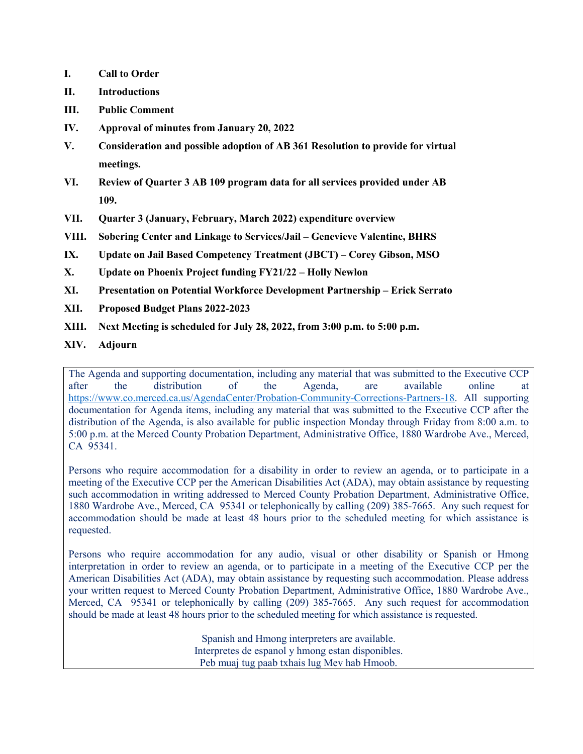**I. Call to Order**

**II. Introductions**

**III. Public Comment**

**IV. Approval of minutes from January 20, 2022**

**V. Consideration and possible adoption of AB 361 Resolution to provide for virtual meetings.**

**VI. Review of Quarter 3 AB 109 program data for all services provided under AB 109.**

**VII. Quarter 3 (January, February, March 2022) expenditure overview**

**VIII. Sobering Center and Linkage to Services/Jail – Genevieve Valentine, BHRS**

**IX. Update on Jail Based Competency Treatment (JBCT) – Corey Gibson, MSO**

**X. Update on Phoenix Project funding FY21/22 – Holly Newlon**

**XI. Presentation on Potential Workforce Development Partnership – Erick Serrato**

**XII. Proposed Budget Plans 2022-2023**

**XIII. Next Meeting is scheduled for July 28, 2022, from 3:00 p.m. to 5:00 p.m.**

**XIV. Adjourn**

The Agenda and supporting documentation, including any material that was submitted to the Executive CCP after the distribution of the Agenda, are available online at https://www.co.merced.ca.us/AgendaCenter/Probation-Community-Corrections-Partners-18. All supporting documentation for Agenda items, including any material that was submitted to the Executive CCP after the distribution of the Agenda, is also available for public inspection Monday through Friday from 8:00 a.m. to 5:00 p.m. at the Merced County Probation Department, Administrative Office, 1880 Wardrobe Ave., Merced, CA 95341.

Persons who require accommodation for a disability in order to review an agenda, or to participate in a meeting of the Executive CCP per the American Disabilities Act (ADA), may obtain assistance by requesting such accommodation in writing addressed to Merced County Probation Department, Administrative Office, 1880 Wardrobe Ave., Merced, CA 95341 or telephonically by calling (209) 385-7665. Any such request for accommodation should be made at least 48 hours prior to the scheduled meeting for which assistance is requested.

Persons who require accommodation for any audio, visual or other disability or Spanish or Hmong interpretation in order to review an agenda, or to participate in a meeting of the Executive CCP per the American Disabilities Act (ADA), may obtain assistance by requesting such accommodation. Please address your written request to Merced County Probation Department, Administrative Office, 1880 Wardrobe Ave., Merced, CA 95341 or telephonically by calling (209) 385-7665. Any such request for accommodation should be made at least 48 hours prior to the scheduled meeting for which assistance is requested.

Spanish and Hmong interpreters are available.
Interpretes de espanol y hmong estan disponibles.
Peb muaj tug paab txhais lug Mev hab Hmoob.